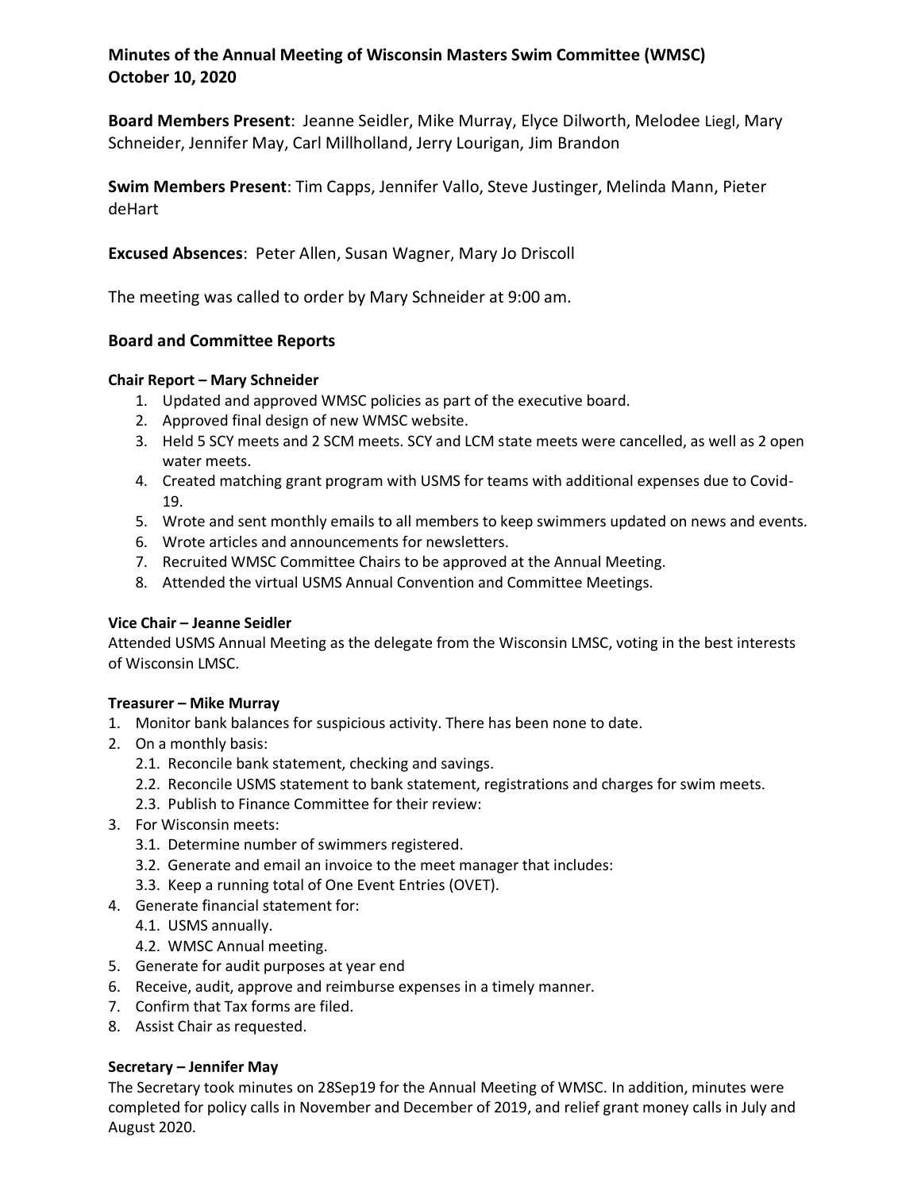# Minutes of the Annual Meeting of Wisconsin Masters Swim Committee (WMSC)
# October 10, 2020

**Board Members Present**: Jeanne Seidler, Mike Murray, Elyce Dilworth, Melodee Liegl, Mary Schneider, Jennifer May, Carl Millholland, Jerry Lourigan, Jim Brandon

**Swim Members Present**: Tim Capps, Jennifer Vallo, Steve Justinger, Melinda Mann, Pieter deHart

**Excused Absences**: Peter Allen, Susan Wagner, Mary Jo Driscoll

The meeting was called to order by Mary Schneider at 9:00 am.

## Board and Committee Reports

### Chair Report – Mary Schneider

1. Updated and approved WMSC policies as part of the executive board.
2. Approved final design of new WMSC website.
3. Held 5 SCY meets and 2 SCM meets. SCY and LCM state meets were cancelled, as well as 2 open water meets.
4. Created matching grant program with USMS for teams with additional expenses due to Covid-19.
5. Wrote and sent monthly emails to all members to keep swimmers updated on news and events.
6. Wrote articles and announcements for newsletters.
7. Recruited WMSC Committee Chairs to be approved at the Annual Meeting.
8. Attended the virtual USMS Annual Convention and Committee Meetings.

### Vice Chair – Jeanne Seidler

Attended USMS Annual Meeting as the delegate from the Wisconsin LMSC, voting in the best interests of Wisconsin LMSC.

### Treasurer – Mike Murray

1. Monitor bank balances for suspicious activity. There has been none to date.
2. On a monthly basis:
   - 2.1. Reconcile bank statement, checking and savings.
   - 2.2. Reconcile USMS statement to bank statement, registrations and charges for swim meets.
   - 2.3. Publish to Finance Committee for their review:
3. For Wisconsin meets:
   - 3.1. Determine number of swimmers registered.
   - 3.2. Generate and email an invoice to the meet manager that includes:
   - 3.3. Keep a running total of One Event Entries (OVET).
4. Generate financial statement for:
   - 4.1. USMS annually.
   - 4.2. WMSC Annual meeting.
5. Generate for audit purposes at year end
6. Receive, audit, approve and reimburse expenses in a timely manner.
7. Confirm that Tax forms are filed.
8. Assist Chair as requested.

### Secretary – Jennifer May

The Secretary took minutes on 28Sep19 for the Annual Meeting of WMSC. In addition, minutes were completed for policy calls in November and December of 2019, and relief grant money calls in July and August 2020.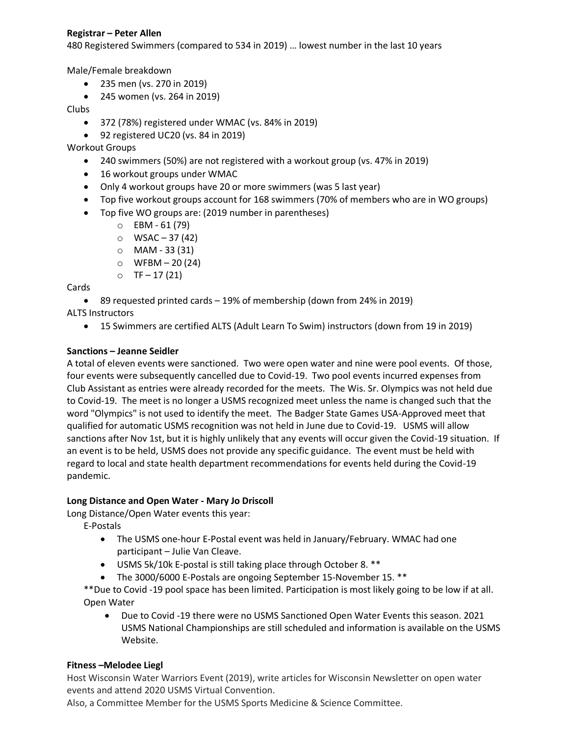**Registrar – Peter Allen**

480 Registered Swimmers (compared to 534 in 2019) … lowest number in the last 10 years

Male/Female breakdown

- 235 men (vs. 270 in 2019)
- 245 women (vs. 264 in 2019)

Clubs

- 372 (78%) registered under WMAC (vs. 84% in 2019)
- 92 registered UC20 (vs. 84 in 2019)

Workout Groups

- 240 swimmers (50%) are not registered with a workout group (vs. 47% in 2019)
- 16 workout groups under WMAC
- Only 4 workout groups have 20 or more swimmers (was 5 last year)
- Top five workout groups account for 168 swimmers (70% of members who are in WO groups)
- Top five WO groups are: (2019 number in parentheses)
  - EBM - 61 (79)
  - WSAC – 37 (42)
  - MAM - 33 (31)
  - WFBM – 20 (24)
  - TF – 17 (21)

Cards

- 89 requested printed cards – 19% of membership (down from 24% in 2019)

ALTS Instructors

- 15 Swimmers are certified ALTS (Adult Learn To Swim) instructors (down from 19 in 2019)

**Sanctions – Jeanne Seidler**

A total of eleven events were sanctioned. Two were open water and nine were pool events. Of those, four events were subsequently cancelled due to Covid-19. Two pool events incurred expenses from Club Assistant as entries were already recorded for the meets. The Wis. Sr. Olympics was not held due to Covid-19. The meet is no longer a USMS recognized meet unless the name is changed such that the word "Olympics" is not used to identify the meet. The Badger State Games USA-Approved meet that qualified for automatic USMS recognition was not held in June due to Covid-19. USMS will allow sanctions after Nov 1st, but it is highly unlikely that any events will occur given the Covid-19 situation. If an event is to be held, USMS does not provide any specific guidance. The event must be held with regard to local and state health department recommendations for events held during the Covid-19 pandemic.

**Long Distance and Open Water - Mary Jo Driscoll**

Long Distance/Open Water events this year:

E-Postals

- The USMS one-hour E-Postal event was held in January/February. WMAC had one participant – Julie Van Cleave.
- USMS 5k/10k E-postal is still taking place through October 8. **
- The 3000/6000 E-Postals are ongoing September 15-November 15. **

**Due to Covid -19 pool space has been limited. Participation is most likely going to be low if at all.

Open Water

- Due to Covid -19 there were no USMS Sanctioned Open Water Events this season. 2021 USMS National Championships are still scheduled and information is available on the USMS Website.

**Fitness –Melodee Liegl**

Host Wisconsin Water Warriors Event (2019), write articles for Wisconsin Newsletter on open water events and attend 2020 USMS Virtual Convention.

Also, a Committee Member for the USMS Sports Medicine & Science Committee.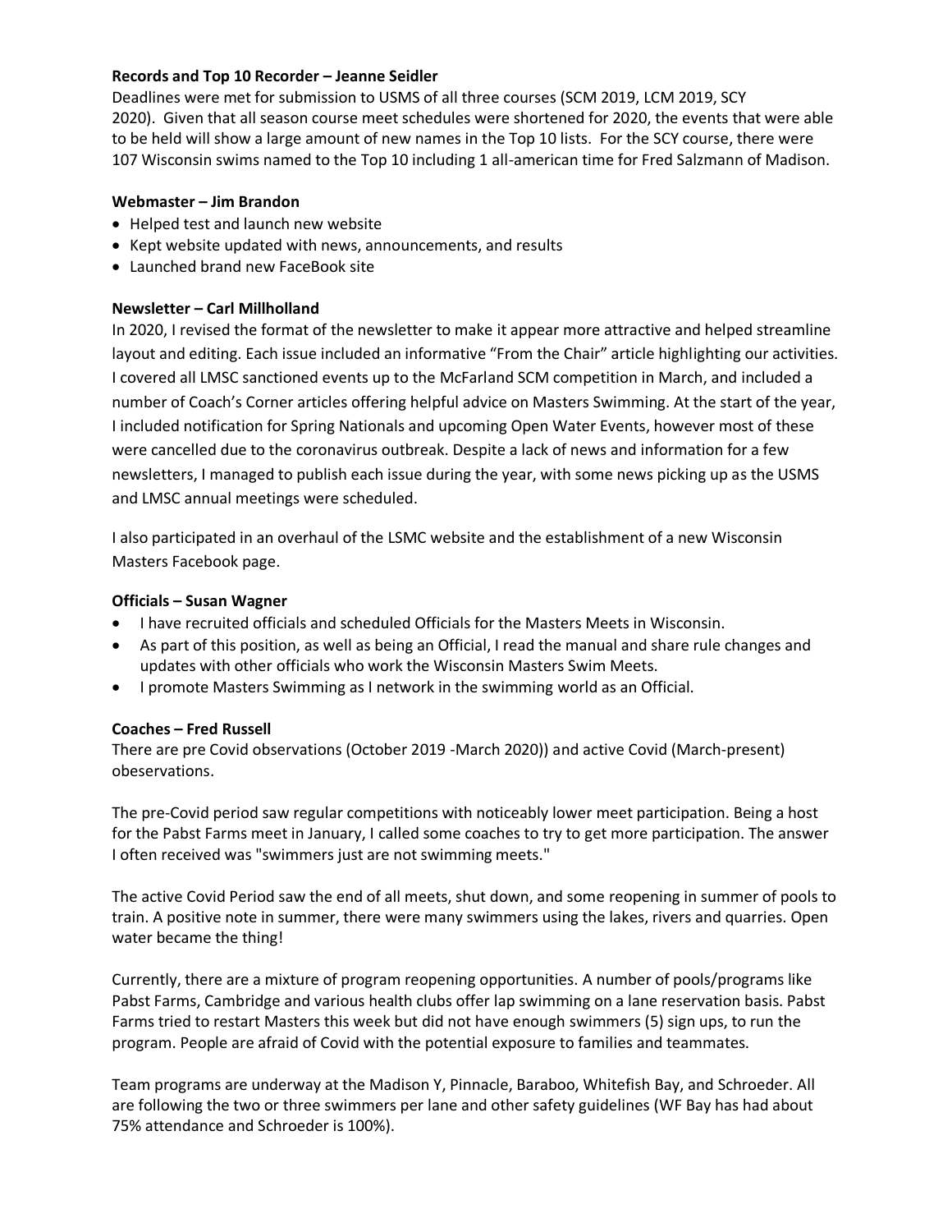**Records and Top 10 Recorder – Jeanne Seidler**

Deadlines were met for submission to USMS of all three courses (SCM 2019, LCM 2019, SCY 2020). Given that all season course meet schedules were shortened for 2020, the events that were able to be held will show a large amount of new names in the Top 10 lists. For the SCY course, there were 107 Wisconsin swims named to the Top 10 including 1 all-american time for Fred Salzmann of Madison.

**Webmaster – Jim Brandon**

- Helped test and launch new website
- Kept website updated with news, announcements, and results
- Launched brand new FaceBook site

**Newsletter – Carl Millholland**

In 2020, I revised the format of the newsletter to make it appear more attractive and helped streamline layout and editing. Each issue included an informative "From the Chair" article highlighting our activities. I covered all LMSC sanctioned events up to the McFarland SCM competition in March, and included a number of Coach's Corner articles offering helpful advice on Masters Swimming. At the start of the year, I included notification for Spring Nationals and upcoming Open Water Events, however most of these were cancelled due to the coronavirus outbreak. Despite a lack of news and information for a few newsletters, I managed to publish each issue during the year, with some news picking up as the USMS and LMSC annual meetings were scheduled.

I also participated in an overhaul of the LSMC website and the establishment of a new Wisconsin Masters Facebook page.

**Officials – Susan Wagner**

- I have recruited officials and scheduled Officials for the Masters Meets in Wisconsin.
- As part of this position, as well as being an Official, I read the manual and share rule changes and updates with other officials who work the Wisconsin Masters Swim Meets.
- I promote Masters Swimming as I network in the swimming world as an Official.

**Coaches – Fred Russell**

There are pre Covid observations (October 2019 -March 2020)) and active Covid (March-present) obeservations.

The pre-Covid period saw regular competitions with noticeably lower meet participation. Being a host for the Pabst Farms meet in January, I called some coaches to try to get more participation. The answer I often received was "swimmers just are not swimming meets."

The active Covid Period saw the end of all meets, shut down, and some reopening in summer of pools to train. A positive note in summer, there were many swimmers using the lakes, rivers and quarries. Open water became the thing!

Currently, there are a mixture of program reopening opportunities. A number of pools/programs like Pabst Farms, Cambridge and various health clubs offer lap swimming on a lane reservation basis. Pabst Farms tried to restart Masters this week but did not have enough swimmers (5) sign ups, to run the program. People are afraid of Covid with the potential exposure to families and teammates.

Team programs are underway at the Madison Y, Pinnacle, Baraboo, Whitefish Bay, and Schroeder. All are following the two or three swimmers per lane and other safety guidelines (WF Bay has had about 75% attendance and Schroeder is 100%).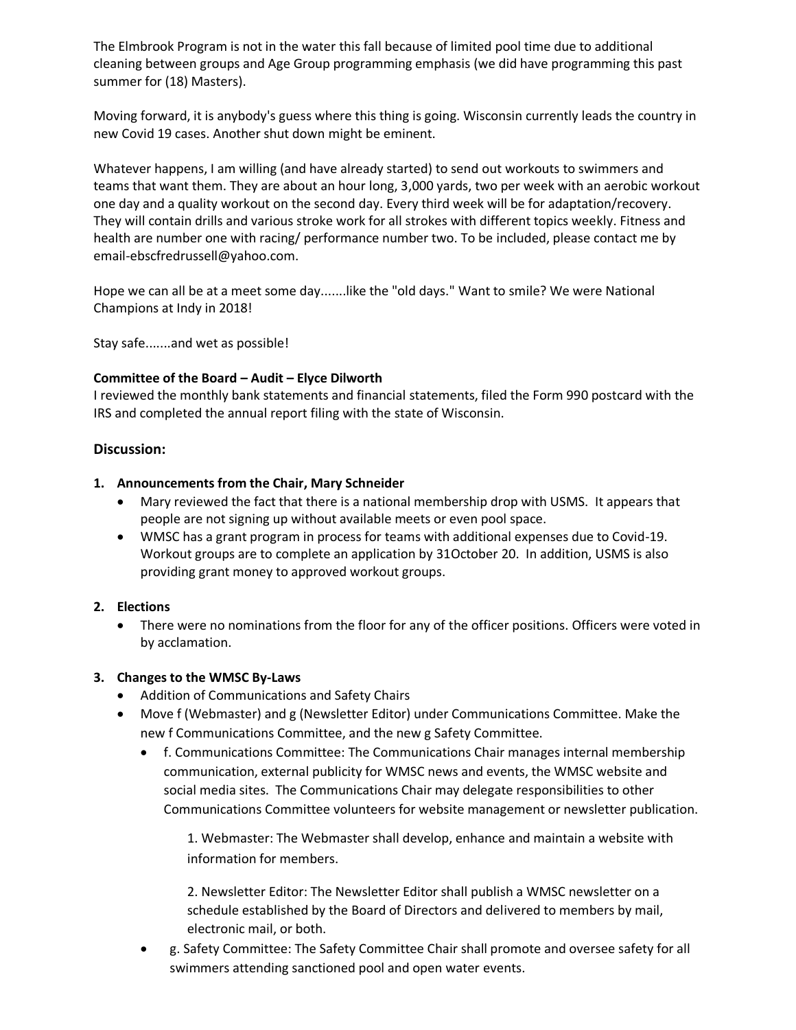The Elmbrook Program is not in the water this fall because of limited pool time due to additional cleaning between groups and Age Group programming emphasis (we did have programming this past summer for (18) Masters).

Moving forward, it is anybody's guess where this thing is going. Wisconsin currently leads the country in new Covid 19 cases. Another shut down might be eminent.

Whatever happens, I am willing (and have already started) to send out workouts to swimmers and teams that want them. They are about an hour long, 3,000 yards, two per week with an aerobic workout one day and a quality workout on the second day. Every third week will be for adaptation/recovery. They will contain drills and various stroke work for all strokes with different topics weekly. Fitness and health are number one with racing/ performance number two. To be included, please contact me by email-ebscfredrussell@yahoo.com.

Hope we can all be at a meet some day.......like the "old days." Want to smile? We were National Champions at Indy in 2018!

Stay safe.......and wet as possible!

**Committee of the Board – Audit – Elyce Dilworth**
I reviewed the monthly bank statements and financial statements, filed the Form 990 postcard with the IRS and completed the annual report filing with the state of Wisconsin.

## Discussion:

1. **Announcements from the Chair, Mary Schneider**
   - Mary reviewed the fact that there is a national membership drop with USMS. It appears that people are not signing up without available meets or even pool space.
   - WMSC has a grant program in process for teams with additional expenses due to Covid-19. Workout groups are to complete an application by 31October 20. In addition, USMS is also providing grant money to approved workout groups.

2. **Elections**
   - There were no nominations from the floor for any of the officer positions. Officers were voted in by acclamation.

3. **Changes to the WMSC By-Laws**
   - Addition of Communications and Safety Chairs
   - Move f (Webmaster) and g (Newsletter Editor) under Communications Committee. Make the new f Communications Committee, and the new g Safety Committee.
     - f. Communications Committee: The Communications Chair manages internal membership communication, external publicity for WMSC news and events, the WMSC website and social media sites. The Communications Chair may delegate responsibilities to other Communications Committee volunteers for website management or newsletter publication.

       1. Webmaster: The Webmaster shall develop, enhance and maintain a website with information for members.

       2. Newsletter Editor: The Newsletter Editor shall publish a WMSC newsletter on a schedule established by the Board of Directors and delivered to members by mail, electronic mail, or both.
   - g. Safety Committee: The Safety Committee Chair shall promote and oversee safety for all swimmers attending sanctioned pool and open water events.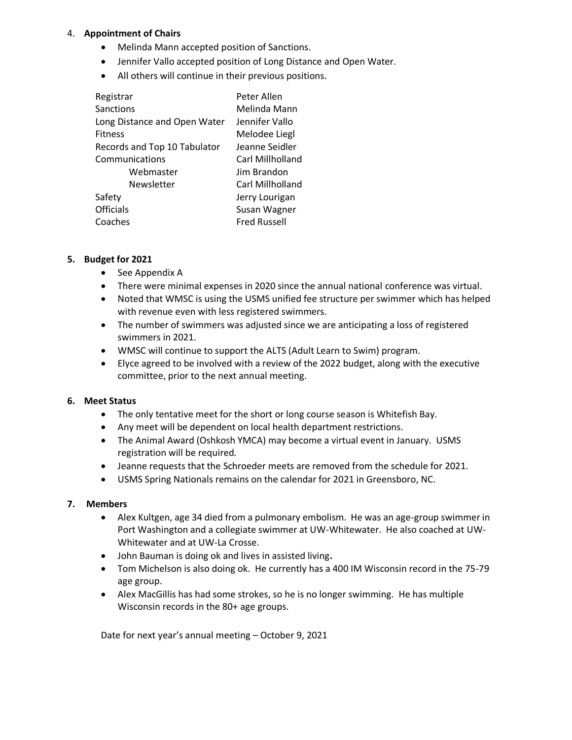4. **Appointment of Chairs**
    - Melinda Mann accepted position of Sanctions.
    - Jennifer Vallo accepted position of Long Distance and Open Water.
    - All others will continue in their previous positions.

| | |
|---|---|
| Registrar | Peter Allen |
| Sanctions | Melinda Mann |
| Long Distance and Open Water | Jennifer Vallo |
| Fitness | Melodee Liegl |
| Records and Top 10 Tabulator | Jeanne Seidler |
| Communications | Carl Millholland |
| Webmaster | Jim Brandon |
| Newsletter | Carl Millholland |
| Safety | Jerry Lourigan |
| Officials | Susan Wagner |
| Coaches | Fred Russell |

**5. Budget for 2021**

- See Appendix A
- There were minimal expenses in 2020 since the annual national conference was virtual.
- Noted that WMSC is using the USMS unified fee structure per swimmer which has helped with revenue even with less registered swimmers.
- The number of swimmers was adjusted since we are anticipating a loss of registered swimmers in 2021.
- WMSC will continue to support the ALTS (Adult Learn to Swim) program.
- Elyce agreed to be involved with a review of the 2022 budget, along with the executive committee, prior to the next annual meeting.

**6. Meet Status**

- The only tentative meet for the short or long course season is Whitefish Bay.
- Any meet will be dependent on local health department restrictions.
- The Animal Award (Oshkosh YMCA) may become a virtual event in January. USMS registration will be required.
- Jeanne requests that the Schroeder meets are removed from the schedule for 2021.
- USMS Spring Nationals remains on the calendar for 2021 in Greensboro, NC.

**7. Members**

- Alex Kultgen, age 34 died from a pulmonary embolism. He was an age-group swimmer in Port Washington and a collegiate swimmer at UW-Whitewater. He also coached at UW-Whitewater and at UW-La Crosse.
- John Bauman is doing ok and lives in assisted living**.**
- Tom Michelson is also doing ok. He currently has a 400 IM Wisconsin record in the 75-79 age group.
- Alex MacGillis has had some strokes, so he is no longer swimming. He has multiple Wisconsin records in the 80+ age groups.

Date for next year's annual meeting – October 9, 2021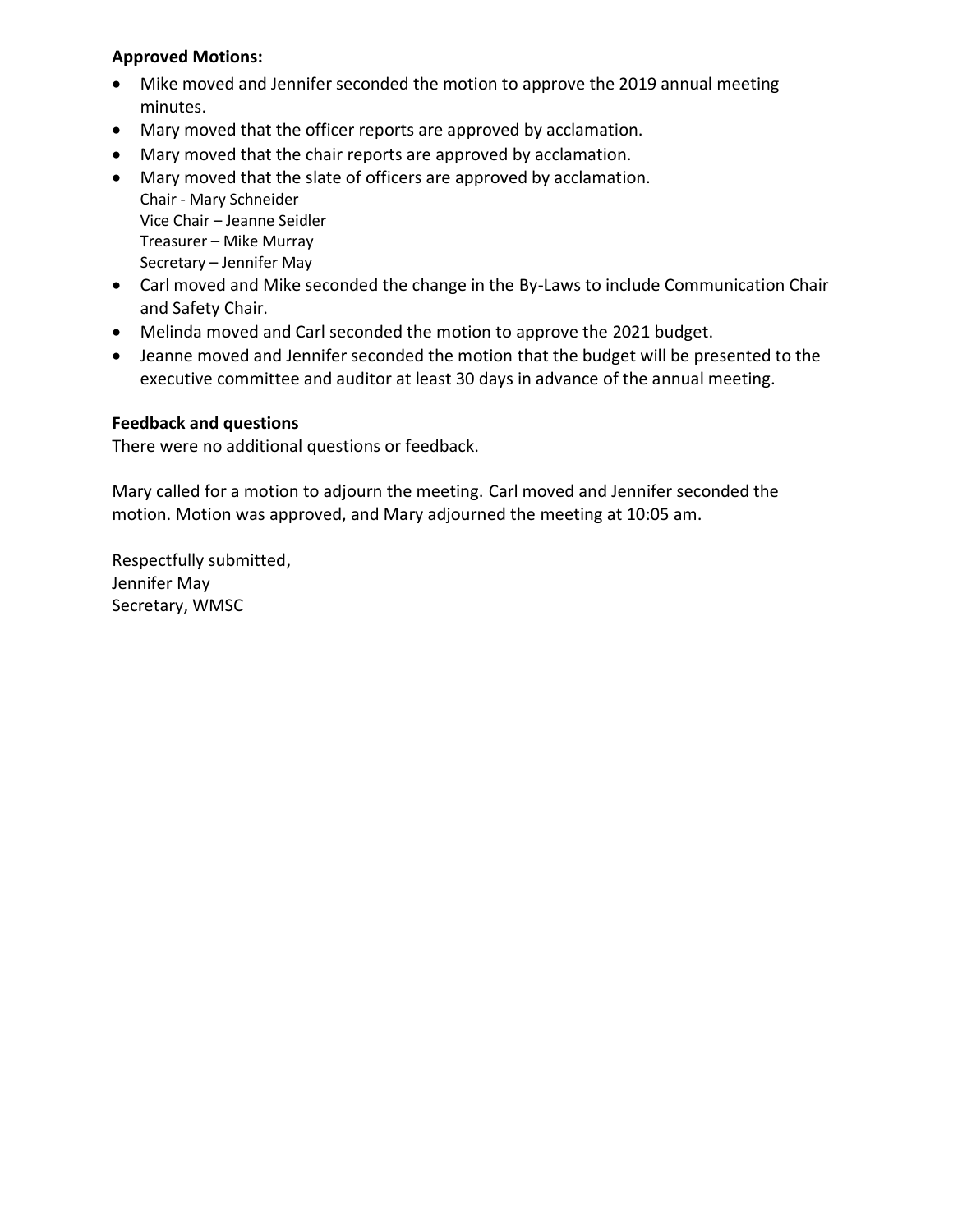**Approved Motions:**

- Mike moved and Jennifer seconded the motion to approve the 2019 annual meeting minutes.
- Mary moved that the officer reports are approved by acclamation.
- Mary moved that the chair reports are approved by acclamation.
- Mary moved that the slate of officers are approved by acclamation.
  Chair - Mary Schneider
  Vice Chair – Jeanne Seidler
  Treasurer – Mike Murray
  Secretary – Jennifer May
- Carl moved and Mike seconded the change in the By-Laws to include Communication Chair and Safety Chair.
- Melinda moved and Carl seconded the motion to approve the 2021 budget.
- Jeanne moved and Jennifer seconded the motion that the budget will be presented to the executive committee and auditor at least 30 days in advance of the annual meeting.

**Feedback and questions**

There were no additional questions or feedback.

Mary called for a motion to adjourn the meeting. Carl moved and Jennifer seconded the motion. Motion was approved, and Mary adjourned the meeting at 10:05 am.

Respectfully submitted,
Jennifer May
Secretary, WMSC